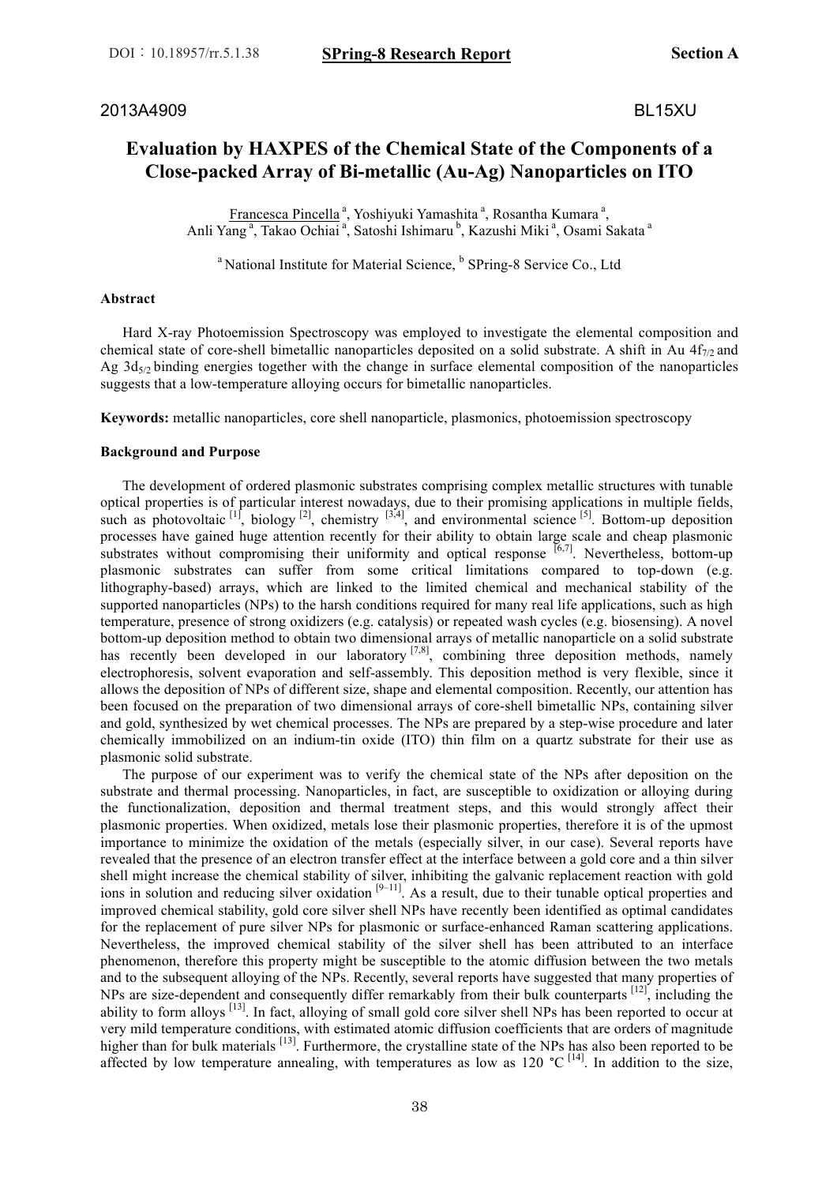2013A4909 BL15XU

# Evaluation by HAXPES of the Chemical State of the Components of a Close-packed Array of Bi-metallic (Au-Ag) Nanoparticles on ITO

Francesca Pincella [a], Yoshiyuki Yamashita [a], Rosantha Kumara [a], Anli Yang [a], Takao Ochiai [a], Satoshi Ishimaru [b], Kazushi Miki [a], Osami Sakata [a]

[a] National Institute for Material Science, [b] SPring-8 Service Co., Ltd

#### Abstract

Hard X-ray Photoemission Spectroscopy was employed to investigate the elemental composition and chemical state of core-shell bimetallic nanoparticles deposited on a solid substrate. A shift in Au $4f_{7/2}$ and Ag $3d_{5/2}$ binding energies together with the change in surface elemental composition of the nanoparticles suggests that a low-temperature alloying occurs for bimetallic nanoparticles.

**Keywords:** metallic nanoparticles, core shell nanoparticle, plasmonics, photoemission spectroscopy

#### Background and Purpose

The development of ordered plasmonic substrates comprising complex metallic structures with tunable optical properties is of particular interest nowadays, due to their promising applications in multiple fields, such as photovoltaic [1], biology [2], chemistry [3,4], and environmental science [5]. Bottom-up deposition processes have gained huge attention recently for their ability to obtain large scale and cheap plasmonic substrates without compromising their uniformity and optical response [6,7]. Nevertheless, bottom-up plasmonic substrates can suffer from some critical limitations compared to top-down (e.g. lithography-based) arrays, which are linked to the limited chemical and mechanical stability of the supported nanoparticles (NPs) to the harsh conditions required for many real life applications, such as high temperature, presence of strong oxidizers (e.g. catalysis) or repeated wash cycles (e.g. biosensing). A novel bottom-up deposition method to obtain two dimensional arrays of metallic nanoparticle on a solid substrate has recently been developed in our laboratory [7,8], combining three deposition methods, namely electrophoresis, solvent evaporation and self-assembly. This deposition method is very flexible, since it allows the deposition of NPs of different size, shape and elemental composition. Recently, our attention has been focused on the preparation of two dimensional arrays of core-shell bimetallic NPs, containing silver and gold, synthesized by wet chemical processes. The NPs are prepared by a step-wise procedure and later chemically immobilized on an indium-tin oxide (ITO) thin film on a quartz substrate for their use as plasmonic solid substrate.

The purpose of our experiment was to verify the chemical state of the NPs after deposition on the substrate and thermal processing. Nanoparticles, in fact, are susceptible to oxidization or alloying during the functionalization, deposition and thermal treatment steps, and this would strongly affect their plasmonic properties. When oxidized, metals lose their plasmonic properties, therefore it is of the upmost importance to minimize the oxidation of the metals (especially silver, in our case). Several reports have revealed that the presence of an electron transfer effect at the interface between a gold core and a thin silver shell might increase the chemical stability of silver, inhibiting the galvanic replacement reaction with gold ions in solution and reducing silver oxidation [9–11]. As a result, due to their tunable optical properties and improved chemical stability, gold core silver shell NPs have recently been identified as optimal candidates for the replacement of pure silver NPs for plasmonic or surface-enhanced Raman scattering applications. Nevertheless, the improved chemical stability of the silver shell has been attributed to an interface phenomenon, therefore this property might be susceptible to the atomic diffusion between the two metals and to the subsequent alloying of the NPs. Recently, several reports have suggested that many properties of NPs are size-dependent and consequently differ remarkably from their bulk counterparts [12], including the ability to form alloys [13]. In fact, alloying of small gold core silver shell NPs has been reported to occur at very mild temperature conditions, with estimated atomic diffusion coefficients that are orders of magnitude higher than for bulk materials [13]. Furthermore, the crystalline state of the NPs has also been reported to be affected by low temperature annealing, with temperatures as low as 120 °C [14]. In addition to the size,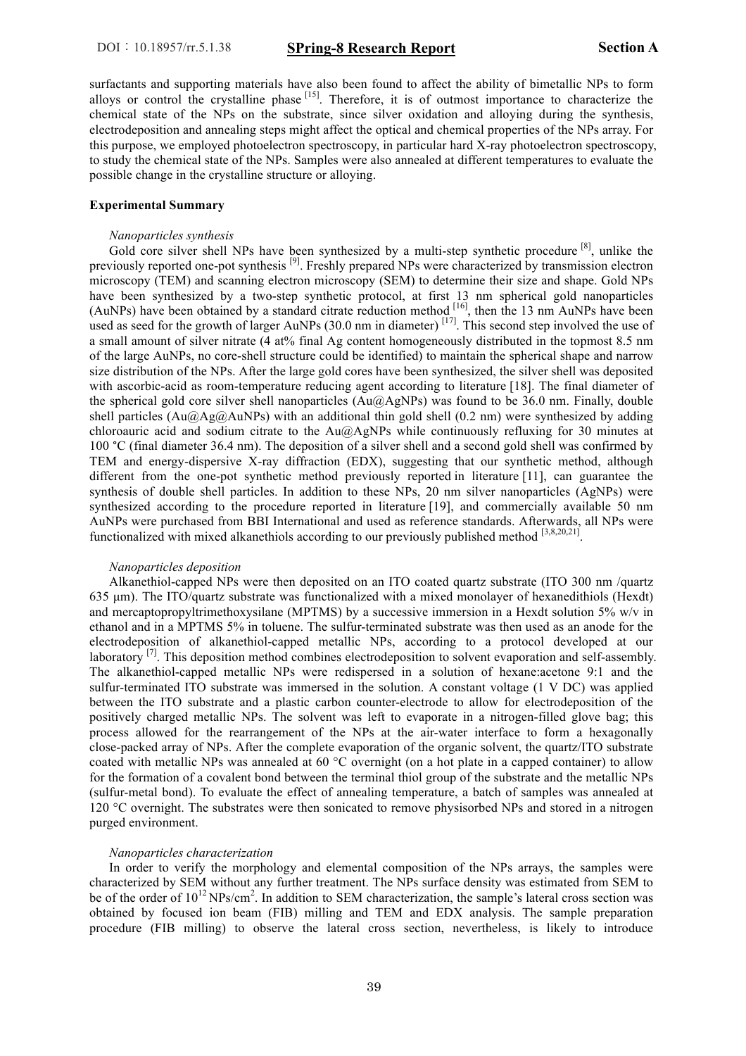surfactants and supporting materials have also been found to affect the ability of bimetallic NPs to form alloys or control the crystalline phase [15]. Therefore, it is of outmost importance to characterize the chemical state of the NPs on the substrate, since silver oxidation and alloying during the synthesis, electrodeposition and annealing steps might affect the optical and chemical properties of the NPs array. For this purpose, we employed photoelectron spectroscopy, in particular hard X-ray photoelectron spectroscopy, to study the chemical state of the NPs. Samples were also annealed at different temperatures to evaluate the possible change in the crystalline structure or alloying.

**Experimental Summary**

*Nanoparticles synthesis*

Gold core silver shell NPs have been synthesized by a multi-step synthetic procedure [8], unlike the previously reported one-pot synthesis [9]. Freshly prepared NPs were characterized by transmission electron microscopy (TEM) and scanning electron microscopy (SEM) to determine their size and shape. Gold NPs have been synthesized by a two-step synthetic protocol, at first 13 nm spherical gold nanoparticles (AuNPs) have been obtained by a standard citrate reduction method [16], then the 13 nm AuNPs have been used as seed for the growth of larger AuNPs (30.0 nm in diameter) [17]. This second step involved the use of a small amount of silver nitrate (4 at% final Ag content homogeneously distributed in the topmost 8.5 nm of the large AuNPs, no core-shell structure could be identified) to maintain the spherical shape and narrow size distribution of the NPs. After the large gold cores have been synthesized, the silver shell was deposited with ascorbic-acid as room-temperature reducing agent according to literature [18]. The final diameter of the spherical gold core silver shell nanoparticles (Au@AgNPs) was found to be 36.0 nm. Finally, double shell particles (Au@Ag@AuNPs) with an additional thin gold shell (0.2 nm) were synthesized by adding chloroauric acid and sodium citrate to the Au@AgNPs while continuously refluxing for 30 minutes at 100 °C (final diameter 36.4 nm). The deposition of a silver shell and a second gold shell was confirmed by TEM and energy-dispersive X-ray diffraction (EDX), suggesting that our synthetic method, although different from the one-pot synthetic method previously reported in literature [11], can guarantee the synthesis of double shell particles. In addition to these NPs, 20 nm silver nanoparticles (AgNPs) were synthesized according to the procedure reported in literature [19], and commercially available 50 nm AuNPs were purchased from BBI International and used as reference standards. Afterwards, all NPs were functionalized with mixed alkanethiols according to our previously published method [3,8,20,21].

*Nanoparticles deposition*

Alkanethiol-capped NPs were then deposited on an ITO coated quartz substrate (ITO 300 nm /quartz 635 µm). The ITO/quartz substrate was functionalized with a mixed monolayer of hexanedithiols (Hexdt) and mercaptopropyltrimethoxysilane (MPTMS) by a successive immersion in a Hexdt solution 5% w/v in ethanol and in a MPTMS 5% in toluene. The sulfur-terminated substrate was then used as an anode for the electrodeposition of alkanethiol-capped metallic NPs, according to a protocol developed at our laboratory [7]. This deposition method combines electrodeposition to solvent evaporation and self-assembly. The alkanethiol-capped metallic NPs were redispersed in a solution of hexane:acetone 9:1 and the sulfur-terminated ITO substrate was immersed in the solution. A constant voltage (1 V DC) was applied between the ITO substrate and a plastic carbon counter-electrode to allow for electrodeposition of the positively charged metallic NPs. The solvent was left to evaporate in a nitrogen-filled glove bag; this process allowed for the rearrangement of the NPs at the air-water interface to form a hexagonally close-packed array of NPs. After the complete evaporation of the organic solvent, the quartz/ITO substrate coated with metallic NPs was annealed at 60 °C overnight (on a hot plate in a capped container) to allow for the formation of a covalent bond between the terminal thiol group of the substrate and the metallic NPs (sulfur-metal bond). To evaluate the effect of annealing temperature, a batch of samples was annealed at 120 °C overnight. The substrates were then sonicated to remove physisorbed NPs and stored in a nitrogen purged environment.

*Nanoparticles characterization*

In order to verify the morphology and elemental composition of the NPs arrays, the samples were characterized by SEM without any further treatment. The NPs surface density was estimated from SEM to be of the order of $10^{12}$ NPs/cm$^2$. In addition to SEM characterization, the sample's lateral cross section was obtained by focused ion beam (FIB) milling and TEM and EDX analysis. The sample preparation procedure (FIB milling) to observe the lateral cross section, nevertheless, is likely to introduce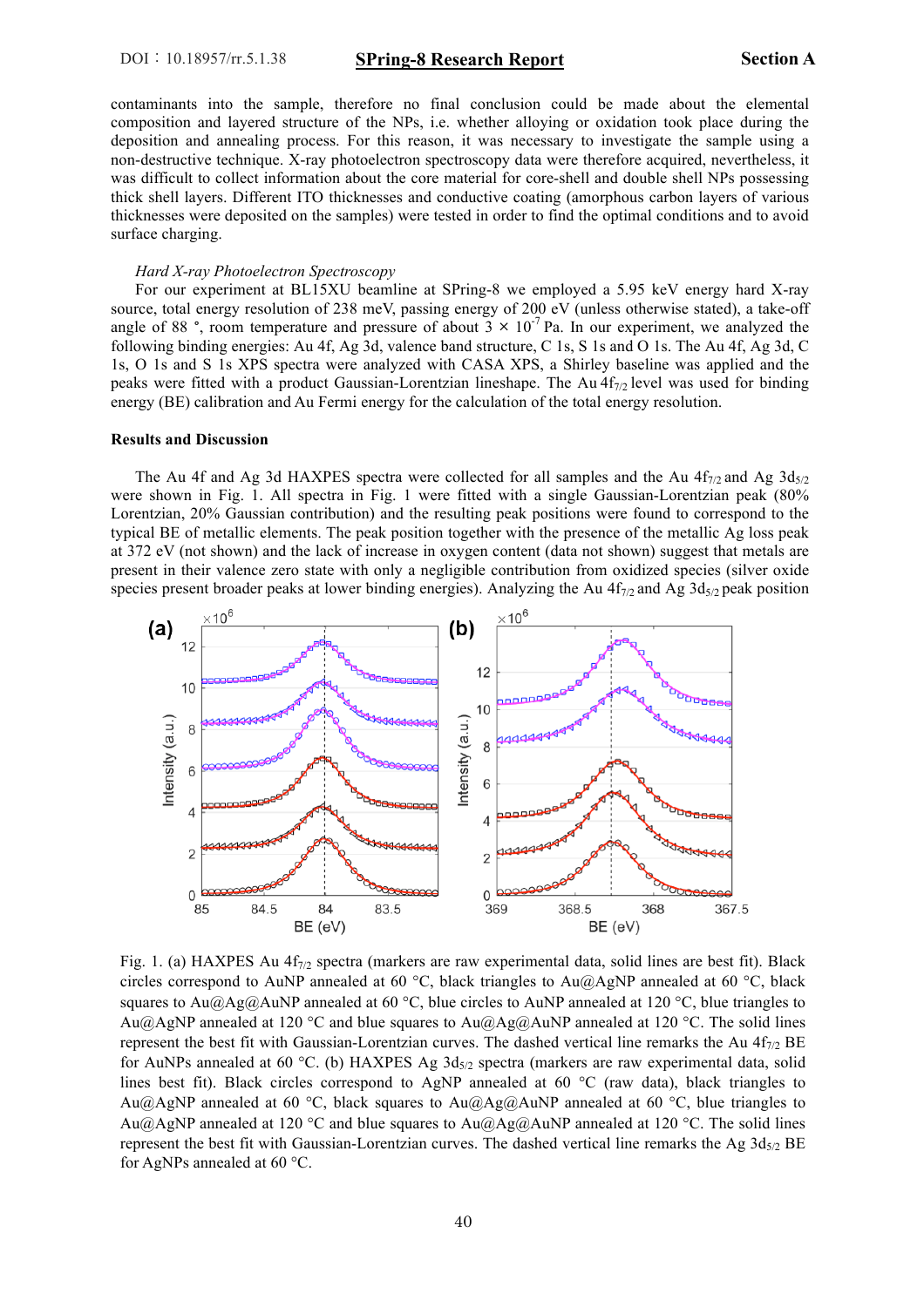contaminants into the sample, therefore no final conclusion could be made about the elemental composition and layered structure of the NPs, i.e. whether alloying or oxidation took place during the deposition and annealing process. For this reason, it was necessary to investigate the sample using a non-destructive technique. X-ray photoelectron spectroscopy data were therefore acquired, nevertheless, it was difficult to collect information about the core material for core-shell and double shell NPs possessing thick shell layers. Different ITO thicknesses and conductive coating (amorphous carbon layers of various thicknesses were deposited on the samples) were tested in order to find the optimal conditions and to avoid surface charging.

*Hard X-ray Photoelectron Spectroscopy*

For our experiment at BL15XU beamline at SPring-8 we employed a 5.95 keV energy hard X-ray source, total energy resolution of 238 meV, passing energy of 200 eV (unless otherwise stated), a take-off angle of 88 °, room temperature and pressure of about $3 \times 10^{-7}$ Pa. In our experiment, we analyzed the following binding energies: Au 4f, Ag 3d, valence band structure, C 1s, S 1s and O 1s. The Au 4f, Ag 3d, C 1s, O 1s and S 1s XPS spectra were analyzed with CASA XPS, a Shirley baseline was applied and the peaks were fitted with a product Gaussian-Lorentzian lineshape. The Au $4f_{7/2}$ level was used for binding energy (BE) calibration and Au Fermi energy for the calculation of the total energy resolution.

**Results and Discussion**

The Au 4f and Ag 3d HAXPES spectra were collected for all samples and the Au $4f_{7/2}$ and Ag $3d_{5/2}$ were shown in Fig. 1. All spectra in Fig. 1 were fitted with a single Gaussian-Lorentzian peak (80% Lorentzian, 20% Gaussian contribution) and the resulting peak positions were found to correspond to the typical BE of metallic elements. The peak position together with the presence of the metallic Ag loss peak at 372 eV (not shown) and the lack of increase in oxygen content (data not shown) suggest that metals are present in their valence zero state with only a negligible contribution from oxidized species (silver oxide species present broader peaks at lower binding energies). Analyzing the Au $4f_{7/2}$ and Ag $3d_{5/2}$ peak position

Fig. 1. (a) HAXPES Au $4f_{7/2}$ spectra (markers are raw experimental data, solid lines are best fit). Black circles correspond to AuNP annealed at 60 °C, black triangles to Au@AgNP annealed at 60 °C, black squares to Au@Ag@AuNP annealed at 60 °C, blue circles to AuNP annealed at 120 °C, blue triangles to Au@AgNP annealed at 120 °C and blue squares to Au@Ag@AuNP annealed at 120 °C. The solid lines represent the best fit with Gaussian-Lorentzian curves. The dashed vertical line remarks the Au $4f_{7/2}$ BE for AuNPs annealed at 60 °C. (b) HAXPES Ag $3d_{5/2}$ spectra (markers are raw experimental data, solid lines best fit). Black circles correspond to AgNP annealed at 60 °C (raw data), black triangles to Au@AgNP annealed at 60 °C, black squares to Au@Ag@AuNP annealed at 60 °C, blue triangles to Au@AgNP annealed at 120 °C and blue squares to Au@Ag@AuNP annealed at 120 °C. The solid lines represent the best fit with Gaussian-Lorentzian curves. The dashed vertical line remarks the Ag $3d_{5/2}$ BE for AgNPs annealed at 60 °C.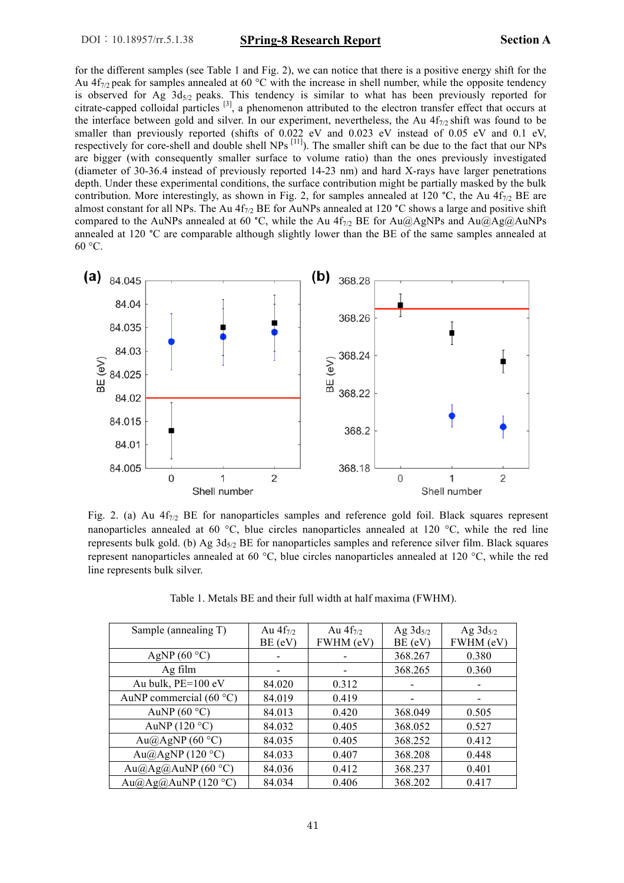for the different samples (see Table 1 and Fig. 2), we can notice that there is a positive energy shift for the Au $4f_{7/2}$ peak for samples annealed at 60 °C with the increase in shell number, while the opposite tendency is observed for Ag $3d_{5/2}$ peaks. This tendency is similar to what has been previously reported for citrate-capped colloidal particles [3], a phenomenon attributed to the electron transfer effect that occurs at the interface between gold and silver. In our experiment, nevertheless, the Au $4f_{7/2}$ shift was found to be smaller than previously reported (shifts of 0.022 eV and 0.023 eV instead of 0.05 eV and 0.1 eV, respectively for core-shell and double shell NPs [11]). The smaller shift can be due to the fact that our NPs are bigger (with consequently smaller surface to volume ratio) than the ones previously investigated (diameter of 30-36.4 instead of previously reported 14-23 nm) and hard X-rays have larger penetrations depth. Under these experimental conditions, the surface contribution might be partially masked by the bulk contribution. More interestingly, as shown in Fig. 2, for samples annealed at 120 °C, the Au $4f_{7/2}$ BE are almost constant for all NPs. The Au $4f_{7/2}$ BE for AuNPs annealed at 120 °C shows a large and positive shift compared to the AuNPs annealed at 60 °C, while the Au $4f_{7/2}$ BE for Au@AgNPs and Au@Ag@AuNPs annealed at 120 °C are comparable although slightly lower than the BE of the same samples annealed at 60 °C.

Fig. 2. (a) Au $4f_{7/2}$ BE for nanoparticles samples and reference gold foil. Black squares represent nanoparticles annealed at 60 °C, blue circles nanoparticles annealed at 120 °C, while the red line represents bulk gold. (b) Ag $3d_{5/2}$ BE for nanoparticles samples and reference silver film. Black squares represent nanoparticles annealed at 60 °C, blue circles nanoparticles annealed at 120 °C, while the red line represents bulk silver.

Table 1. Metals BE and their full width at half maxima (FWHM).

| Sample (annealing T) | Au $4f_{7/2}$ BE (eV) | Au $4f_{7/2}$ FWHM (eV) | Ag $3d_{5/2}$ BE (eV) | Ag $3d_{5/2}$ FWHM (eV) |
|---|---|---|---|---|
| AgNP (60 °C) | - | - | 368.267 | 0.380 |
| Ag film | - | - | 368.265 | 0.360 |
| Au bulk, PE=100 eV | 84.020 | 0.312 | - | - |
| AuNP commercial (60 °C) | 84.019 | 0.419 | - | - |
| AuNP (60 °C) | 84.013 | 0.420 | 368.049 | 0.505 |
| AuNP (120 °C) | 84.032 | 0.405 | 368.052 | 0.527 |
| Au@AgNP (60 °C) | 84.035 | 0.405 | 368.252 | 0.412 |
| Au@AgNP (120 °C) | 84.033 | 0.407 | 368.208 | 0.448 |
| Au@Ag@AuNP (60 °C) | 84.036 | 0.412 | 368.237 | 0.401 |
| Au@Ag@AuNP (120 °C) | 84.034 | 0.406 | 368.202 | 0.417 |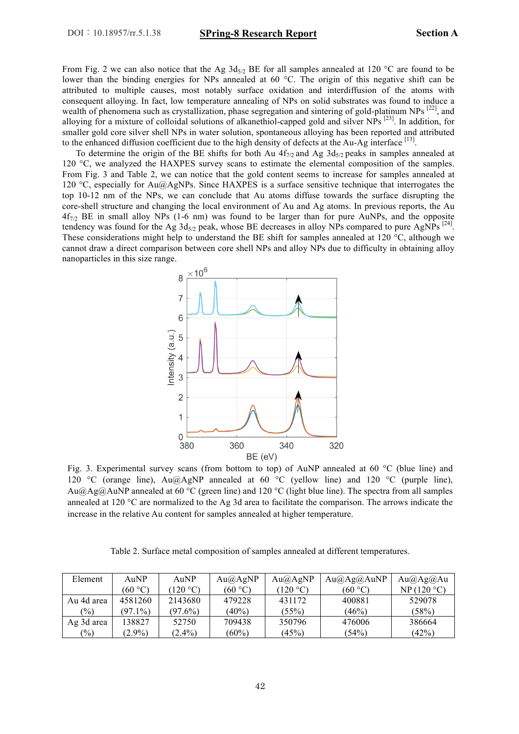From Fig. 2 we can also notice that the Ag $3d_{5/2}$ BE for all samples annealed at 120 °C are found to be lower than the binding energies for NPs annealed at 60 °C. The origin of this negative shift can be attributed to multiple causes, most notably surface oxidation and interdiffusion of the atoms with consequent alloying. In fact, low temperature annealing of NPs on solid substrates was found to induce a wealth of phenomena such as crystallization, phase segregation and sintering of gold-platinum NPs [22], and alloying for a mixture of colloidal solutions of alkanethiol-capped gold and silver NPs [23]. In addition, for smaller gold core silver shell NPs in water solution, spontaneous alloying has been reported and attributed to the enhanced diffusion coefficient due to the high density of defects at the Au-Ag interface [13].

To determine the origin of the BE shifts for both Au $4f_{7/2}$ and Ag $3d_{5/2}$ peaks in samples annealed at 120 °C, we analyzed the HAXPES survey scans to estimate the elemental composition of the samples. From Fig. 3 and Table 2, we can notice that the gold content seems to increase for samples annealed at 120 °C, especially for Au@AgNPs. Since HAXPES is a surface sensitive technique that interrogates the top 10-12 nm of the NPs, we can conclude that Au atoms diffuse towards the surface disrupting the core-shell structure and changing the local environment of Au and Ag atoms. In previous reports, the Au $4f_{7/2}$ BE in small alloy NPs (1-6 nm) was found to be larger than for pure AuNPs, and the opposite tendency was found for the Ag $3d_{5/2}$ peak, whose BE decreases in alloy NPs compared to pure AgNPs [24]. These considerations might help to understand the BE shift for samples annealed at 120 °C, although we cannot draw a direct comparison between core shell NPs and alloy NPs due to difficulty in obtaining alloy nanoparticles in this size range.

Fig. 3. Experimental survey scans (from bottom to top) of AuNP annealed at 60 °C (blue line) and 120 °C (orange line), Au@AgNP annealed at 60 °C (yellow line) and 120 °C (purple line), Au@Ag@AuNP annealed at 60 °C (green line) and 120 °C (light blue line). The spectra from all samples annealed at 120 °C are normalized to the Ag 3d area to facilitate the comparison. The arrows indicate the increase in the relative Au content for samples annealed at higher temperature.

Table 2. Surface metal composition of samples annealed at different temperatures.

| Element | AuNP (60 °C) | AuNP (120 °C) | Au@AgNP (60 °C) | Au@AgNP (120 °C) | Au@Ag@AuNP (60 °C) | Au@Ag@AuNP (120 °C) |
|---|---|---|---|---|---|---|
| Au 4d area (%) | 4581260 (97.1%) | 2143680 (97.6%) | 479228 (40%) | 431172 (55%) | 400881 (46%) | 529078 (58%) |
| Ag 3d area (%) | 138827 (2.9%) | 52750 (2.4%) | 709438 (60%) | 350796 (45%) | 476006 (54%) | 386664 (42%) |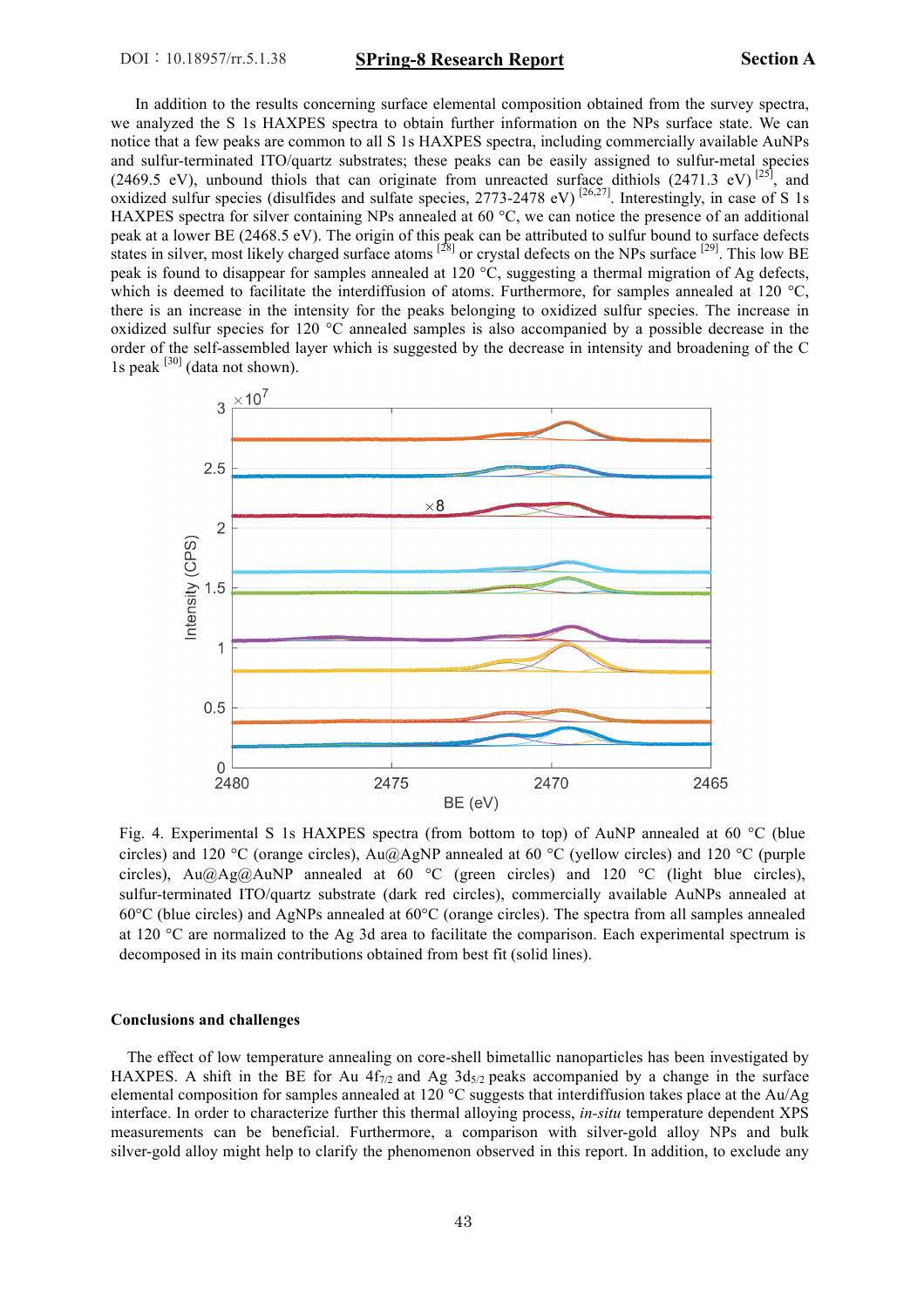In addition to the results concerning surface elemental composition obtained from the survey spectra, we analyzed the S 1s HAXPES spectra to obtain further information on the NPs surface state. We can notice that a few peaks are common to all S 1s HAXPES spectra, including commercially available AuNPs and sulfur-terminated ITO/quartz substrates; these peaks can be easily assigned to sulfur-metal species (2469.5 eV), unbound thiols that can originate from unreacted surface dithiols (2471.3 eV) [25], and oxidized sulfur species (disulfides and sulfate species, 2773-2478 eV) [26,27]. Interestingly, in case of S 1s HAXPES spectra for silver containing NPs annealed at 60 °C, we can notice the presence of an additional peak at a lower BE (2468.5 eV). The origin of this peak can be attributed to sulfur bound to surface defects states in silver, most likely charged surface atoms [28] or crystal defects on the NPs surface [29]. This low BE peak is found to disappear for samples annealed at 120 °C, suggesting a thermal migration of Ag defects, which is deemed to facilitate the interdiffusion of atoms. Furthermore, for samples annealed at 120 °C, there is an increase in the intensity for the peaks belonging to oxidized sulfur species. The increase in oxidized sulfur species for 120 °C annealed samples is also accompanied by a possible decrease in the order of the self-assembled layer which is suggested by the decrease in intensity and broadening of the C 1s peak [30] (data not shown).

Fig. 4. Experimental S 1s HAXPES spectra (from bottom to top) of AuNP annealed at 60 °C (blue circles) and 120 °C (orange circles), Au@AgNP annealed at 60 °C (yellow circles) and 120 °C (purple circles), Au@Ag@AuNP annealed at 60 °C (green circles) and 120 °C (light blue circles), sulfur-terminated ITO/quartz substrate (dark red circles), commercially available AuNPs annealed at 60°C (blue circles) and AgNPs annealed at 60°C (orange circles). The spectra from all samples annealed at 120 °C are normalized to the Ag 3d area to facilitate the comparison. Each experimental spectrum is decomposed in its main contributions obtained from best fit (solid lines).

## Conclusions and challenges

The effect of low temperature annealing on core-shell bimetallic nanoparticles has been investigated by HAXPES. A shift in the BE for Au $4f_{7/2}$ and Ag $3d_{5/2}$ peaks accompanied by a change in the surface elemental composition for samples annealed at 120 °C suggests that interdiffusion takes place at the Au/Ag interface. In order to characterize further this thermal alloying process, *in-situ* temperature dependent XPS measurements can be beneficial. Furthermore, a comparison with silver-gold alloy NPs and bulk silver-gold alloy might help to clarify the phenomenon observed in this report. In addition, to exclude any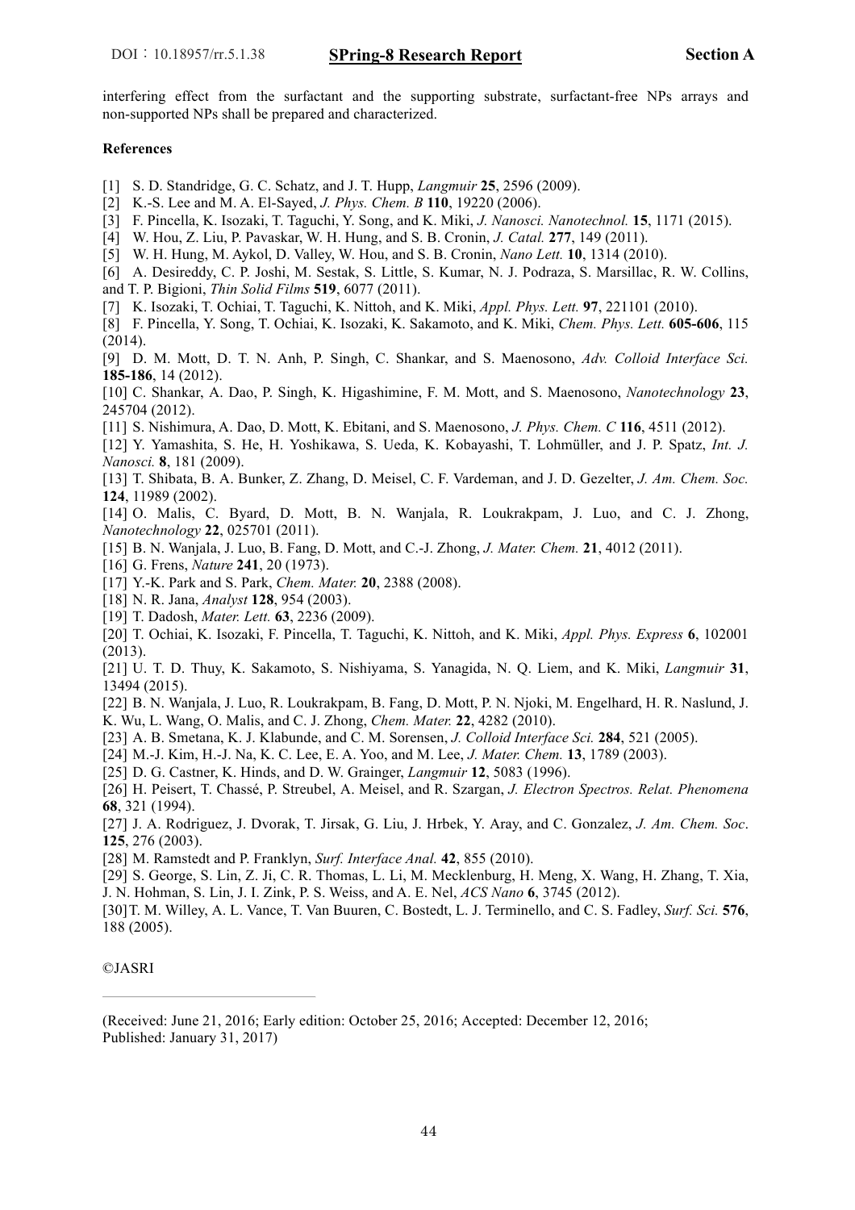interfering effect from the surfactant and the supporting substrate, surfactant-free NPs arrays and non-supported NPs shall be prepared and characterized.

**References**

[1] S. D. Standridge, G. C. Schatz, and J. T. Hupp, *Langmuir* **25**, 2596 (2009).

[2] K.-S. Lee and M. A. El-Sayed, *J. Phys. Chem. B* **110**, 19220 (2006).

[3] F. Pincella, K. Isozaki, T. Taguchi, Y. Song, and K. Miki, *J. Nanosci. Nanotechnol.* **15**, 1171 (2015).

[4] W. Hou, Z. Liu, P. Pavaskar, W. H. Hung, and S. B. Cronin, *J. Catal.* **277**, 149 (2011).

[5] W. H. Hung, M. Aykol, D. Valley, W. Hou, and S. B. Cronin, *Nano Lett.* **10**, 1314 (2010).

[6] A. Desireddy, C. P. Joshi, M. Sestak, S. Little, S. Kumar, N. J. Podraza, S. Marsillac, R. W. Collins, and T. P. Bigioni, *Thin Solid Films* **519**, 6077 (2011).

[7] K. Isozaki, T. Ochiai, T. Taguchi, K. Nittoh, and K. Miki, *Appl. Phys. Lett.* **97**, 221101 (2010).

[8] F. Pincella, Y. Song, T. Ochiai, K. Isozaki, K. Sakamoto, and K. Miki, *Chem. Phys. Lett.* **605-606**, 115 (2014).

[9] D. M. Mott, D. T. N. Anh, P. Singh, C. Shankar, and S. Maenosono, *Adv. Colloid Interface Sci.* **185-186**, 14 (2012).

[10] C. Shankar, A. Dao, P. Singh, K. Higashimine, F. M. Mott, and S. Maenosono, *Nanotechnology* **23**, 245704 (2012).

[11] S. Nishimura, A. Dao, D. Mott, K. Ebitani, and S. Maenosono, *J. Phys. Chem. C* **116**, 4511 (2012).

[12] Y. Yamashita, S. He, H. Yoshikawa, S. Ueda, K. Kobayashi, T. Lohmüller, and J. P. Spatz, *Int. J. Nanosci.* **8**, 181 (2009).

[13] T. Shibata, B. A. Bunker, Z. Zhang, D. Meisel, C. F. Vardeman, and J. D. Gezelter, *J. Am. Chem. Soc.* **124**, 11989 (2002).

[14] O. Malis, C. Byard, D. Mott, B. N. Wanjala, R. Loukrakpam, J. Luo, and C. J. Zhong, *Nanotechnology* **22**, 025701 (2011).

[15] B. N. Wanjala, J. Luo, B. Fang, D. Mott, and C.-J. Zhong, *J. Mater. Chem.* **21**, 4012 (2011).

[16] G. Frens, *Nature* **241**, 20 (1973).

[17] Y.-K. Park and S. Park, *Chem. Mater.* **20**, 2388 (2008).

[18] N. R. Jana, *Analyst* **128**, 954 (2003).

[19] T. Dadosh, *Mater. Lett.* **63**, 2236 (2009).

[20] T. Ochiai, K. Isozaki, F. Pincella, T. Taguchi, K. Nittoh, and K. Miki, *Appl. Phys. Express* **6**, 102001 (2013).

[21] U. T. D. Thuy, K. Sakamoto, S. Nishiyama, S. Yanagida, N. Q. Liem, and K. Miki, *Langmuir* **31**, 13494 (2015).

[22] B. N. Wanjala, J. Luo, R. Loukrakpam, B. Fang, D. Mott, P. N. Njoki, M. Engelhard, H. R. Naslund, J. K. Wu, L. Wang, O. Malis, and C. J. Zhong, *Chem. Mater.* **22**, 4282 (2010).

[23] A. B. Smetana, K. J. Klabunde, and C. M. Sorensen, *J. Colloid Interface Sci.* **284**, 521 (2005).

[24] M.-J. Kim, H.-J. Na, K. C. Lee, E. A. Yoo, and M. Lee, *J. Mater. Chem.* **13**, 1789 (2003).

[25] D. G. Castner, K. Hinds, and D. W. Grainger, *Langmuir* **12**, 5083 (1996).

[26] H. Peisert, T. Chassé, P. Streubel, A. Meisel, and R. Szargan, *J. Electron Spectros. Relat. Phenomena* **68**, 321 (1994).

[27] J. A. Rodriguez, J. Dvorak, T. Jirsak, G. Liu, J. Hrbek, Y. Aray, and C. Gonzalez, *J. Am. Chem. Soc*. **125**, 276 (2003).

[28] M. Ramstedt and P. Franklyn, *Surf. Interface Anal.* **42**, 855 (2010).

[29] S. George, S. Lin, Z. Ji, C. R. Thomas, L. Li, M. Mecklenburg, H. Meng, X. Wang, H. Zhang, T. Xia, J. N. Hohman, S. Lin, J. I. Zink, P. S. Weiss, and A. E. Nel, *ACS Nano* **6**, 3745 (2012).

[30] T. M. Willey, A. L. Vance, T. Van Buuren, C. Bostedt, L. J. Terminello, and C. S. Fadley, *Surf. Sci.* **576**, 188 (2005).

©JASRI

(Received: June 21, 2016; Early edition: October 25, 2016; Accepted: December 12, 2016; Published: January 31, 2017)